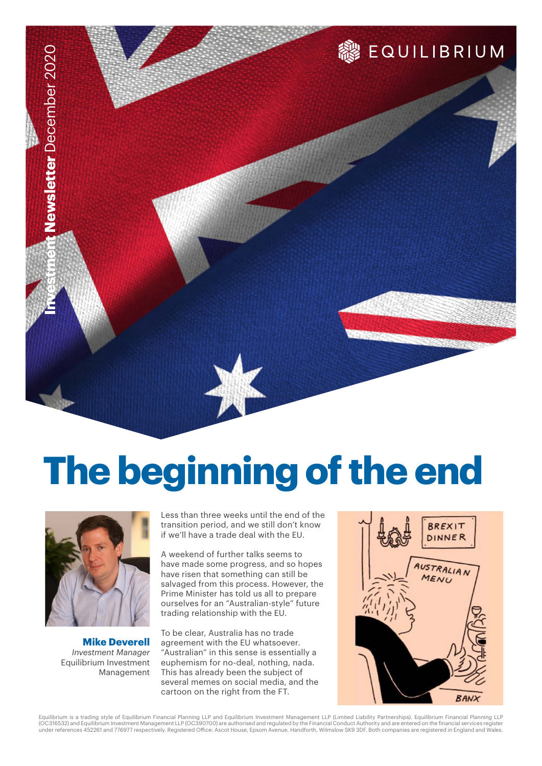Investment Newsletter December 2020

EQUILIBRIUM

# The beginning of the end

**Mike Deverell**
*Investment Manager*
Equilibrium Investment Management

Less than three weeks until the end of the transition period, and we still don't know if we'll have a trade deal with the EU.

A weekend of further talks seems to have made some progress, and so hopes have risen that something can still be salvaged from this process. However, the Prime Minister has told us all to prepare ourselves for an "Australian-style" future trading relationship with the EU.

To be clear, Australia has no trade agreement with the EU whatsoever. "Australian" in this sense is essentially a euphemism for no-deal, nothing, nada. This has already been the subject of several memes on social media, and the cartoon on the right from the FT.

Equilibrium is a trading style of Equilibrium Financial Planning LLP and Equilibrium Investment Management LLP (Limited Liability Partnerships). Equilibrium Financial Planning LLP (OC316532) and Equilibrium Investment Management LLP (OC390700) are authorised and regulated by the Financial Conduct Authority and are entered on the financial services register under references 452261 and 776977 respectively. Registered Office: Ascot House, Epsom Avenue, Handforth, Wilmslow SK9 3DF. Both companies are registered in England and Wales.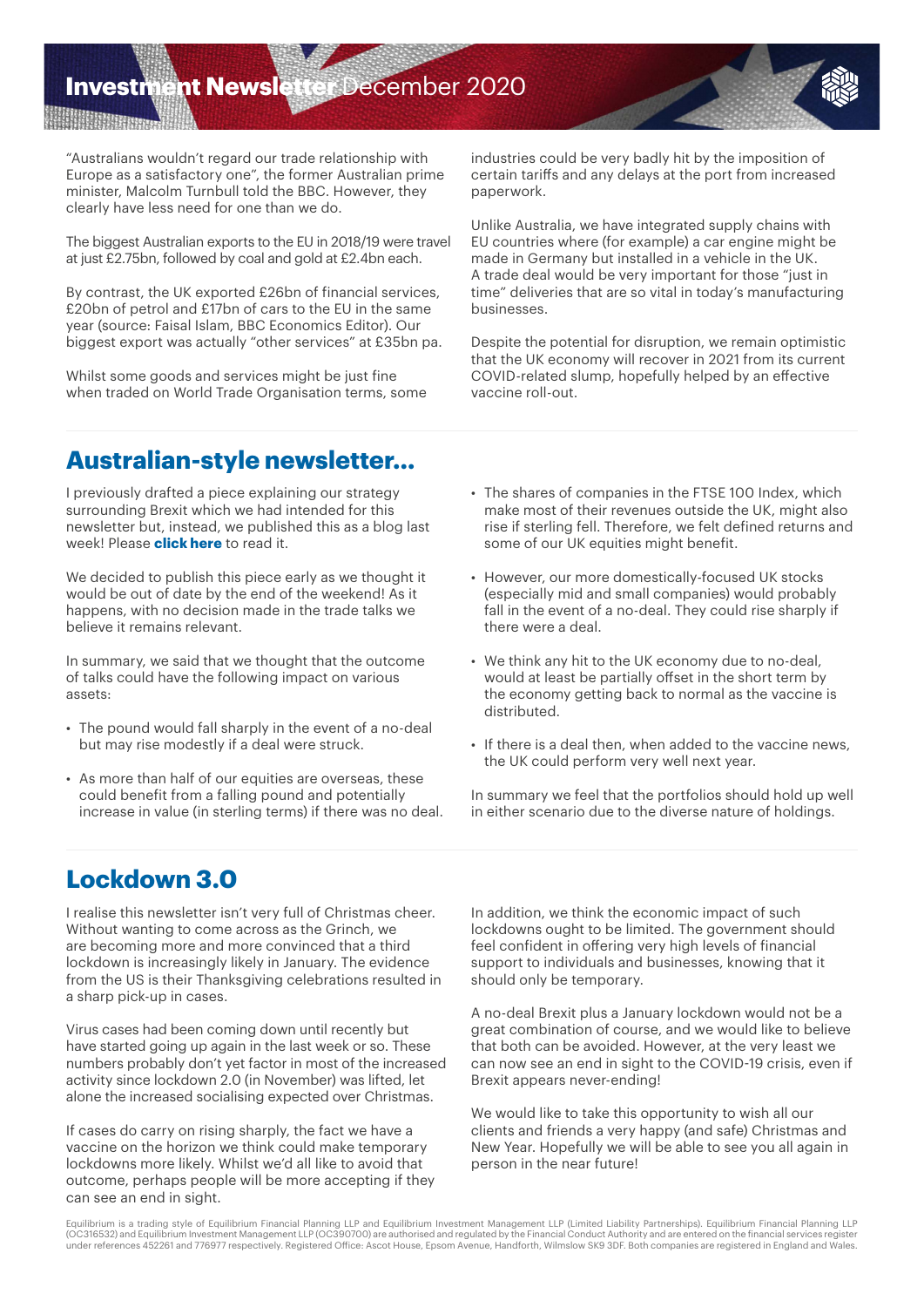"Australians wouldn't regard our trade relationship with Europe as a satisfactory one", the former Australian prime minister, Malcolm Turnbull told the BBC. However, they clearly have less need for one than we do.

The biggest Australian exports to the EU in 2018/19 were travel at just £2.75bn, followed by coal and gold at £2.4bn each.

By contrast, the UK exported £26bn of financial services, £20bn of petrol and £17bn of cars to the EU in the same year (source: Faisal Islam, BBC Economics Editor). Our biggest export was actually "other services" at £35bn pa.

Whilst some goods and services might be just fine when traded on World Trade Organisation terms, some industries could be very badly hit by the imposition of certain tariffs and any delays at the port from increased paperwork.

Unlike Australia, we have integrated supply chains with EU countries where (for example) a car engine might be made in Germany but installed in a vehicle in the UK. A trade deal would be very important for those "just in time" deliveries that are so vital in today's manufacturing businesses.

Despite the potential for disruption, we remain optimistic that the UK economy will recover in 2021 from its current COVID-related slump, hopefully helped by an effective vaccine roll-out.

## Australian-style newsletter...

I previously drafted a piece explaining our strategy surrounding Brexit which we had intended for this newsletter but, instead, we published this as a blog last week! Please **click here** to read it.

We decided to publish this piece early as we thought it would be out of date by the end of the weekend! As it happens, with no decision made in the trade talks we believe it remains relevant.

In summary, we said that we thought that the outcome of talks could have the following impact on various assets:

- The pound would fall sharply in the event of a no-deal but may rise modestly if a deal were struck.
- As more than half of our equities are overseas, these could benefit from a falling pound and potentially increase in value (in sterling terms) if there was no deal.
- The shares of companies in the FTSE 100 Index, which make most of their revenues outside the UK, might also rise if sterling fell. Therefore, we felt defined returns and some of our UK equities might benefit.
- However, our more domestically-focused UK stocks (especially mid and small companies) would probably fall in the event of a no-deal. They could rise sharply if there were a deal.
- We think any hit to the UK economy due to no-deal, would at least be partially offset in the short term by the economy getting back to normal as the vaccine is distributed.
- If there is a deal then, when added to the vaccine news, the UK could perform very well next year.

In summary we feel that the portfolios should hold up well in either scenario due to the diverse nature of holdings.

## Lockdown 3.0

I realise this newsletter isn't very full of Christmas cheer. Without wanting to come across as the Grinch, we are becoming more and more convinced that a third lockdown is increasingly likely in January. The evidence from the US is their Thanksgiving celebrations resulted in a sharp pick-up in cases.

Virus cases had been coming down until recently but have started going up again in the last week or so. These numbers probably don't yet factor in most of the increased activity since lockdown 2.0 (in November) was lifted, let alone the increased socialising expected over Christmas.

If cases do carry on rising sharply, the fact we have a vaccine on the horizon we think could make temporary lockdowns more likely. Whilst we'd all like to avoid that outcome, perhaps people will be more accepting if they can see an end in sight.

In addition, we think the economic impact of such lockdowns ought to be limited. The government should feel confident in offering very high levels of financial support to individuals and businesses, knowing that it should only be temporary.

A no-deal Brexit plus a January lockdown would not be a great combination of course, and we would like to believe that both can be avoided. However, at the very least we can now see an end in sight to the COVID-19 crisis, even if Brexit appears never-ending!

We would like to take this opportunity to wish all our clients and friends a very happy (and safe) Christmas and New Year. Hopefully we will be able to see you all again in person in the near future!

Equilibrium is a trading style of Equilibrium Financial Planning LLP and Equilibrium Investment Management LLP (Limited Liability Partnerships). Equilibrium Financial Planning LLP (OC316532) and Equilibrium Investment Management LLP (OC390700) are authorised and regulated by the Financial Conduct Authority and are entered on the financial services register under references 452261 and 776977 respectively. Registered Office: Ascot House, Epsom Avenue, Handforth, Wilmslow SK9 3DF. Both companies are registered in England and Wales.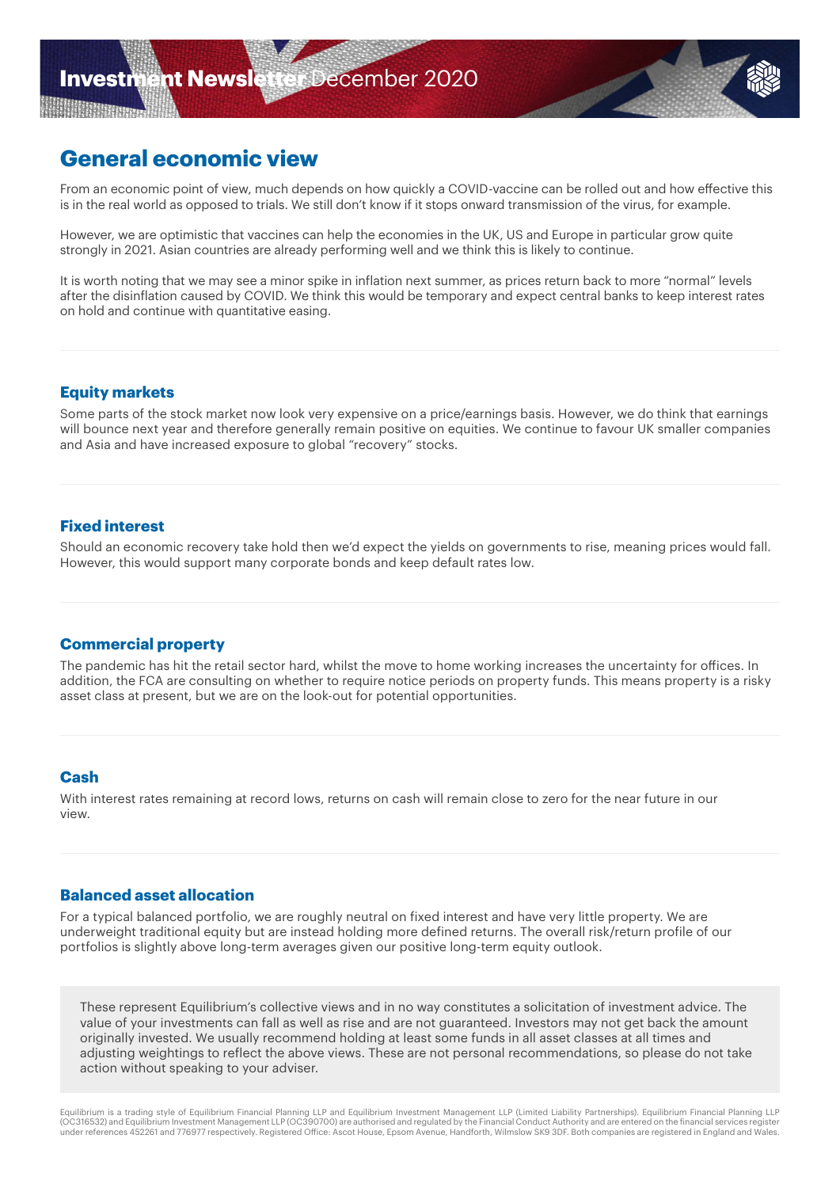# Investment Newsletter December 2020

## General economic view

From an economic point of view, much depends on how quickly a COVID-vaccine can be rolled out and how effective this is in the real world as opposed to trials. We still don't know if it stops onward transmission of the virus, for example.

However, we are optimistic that vaccines can help the economies in the UK, US and Europe in particular grow quite strongly in 2021. Asian countries are already performing well and we think this is likely to continue.

It is worth noting that we may see a minor spike in inflation next summer, as prices return back to more "normal" levels after the disinflation caused by COVID. We think this would be temporary and expect central banks to keep interest rates on hold and continue with quantitative easing.

### Equity markets

Some parts of the stock market now look very expensive on a price/earnings basis. However, we do think that earnings will bounce next year and therefore generally remain positive on equities. We continue to favour UK smaller companies and Asia and have increased exposure to global "recovery" stocks.

### Fixed interest

Should an economic recovery take hold then we'd expect the yields on governments to rise, meaning prices would fall. However, this would support many corporate bonds and keep default rates low.

### Commercial property

The pandemic has hit the retail sector hard, whilst the move to home working increases the uncertainty for offices. In addition, the FCA are consulting on whether to require notice periods on property funds. This means property is a risky asset class at present, but we are on the look-out for potential opportunities.

### Cash

With interest rates remaining at record lows, returns on cash will remain close to zero for the near future in our view.

### Balanced asset allocation

For a typical balanced portfolio, we are roughly neutral on fixed interest and have very little property. We are underweight traditional equity but are instead holding more defined returns. The overall risk/return profile of our portfolios is slightly above long-term averages given our positive long-term equity outlook.

These represent Equilibrium's collective views and in no way constitutes a solicitation of investment advice. The value of your investments can fall as well as rise and are not guaranteed. Investors may not get back the amount originally invested. We usually recommend holding at least some funds in all asset classes at all times and adjusting weightings to reflect the above views. These are not personal recommendations, so please do not take action without speaking to your adviser.

Equilibrium is a trading style of Equilibrium Financial Planning LLP and Equilibrium Investment Management LLP (Limited Liability Partnerships). Equilibrium Financial Planning LLP (OC316532) and Equilibrium Investment Management LLP (OC390700) are authorised and regulated by the Financial Conduct Authority and are entered on the financial services register under references 452261 and 776977 respectively. Registered Office: Ascot House, Epsom Avenue, Handforth, Wilmslow SK9 3DF. Both companies are registered in England and Wales.